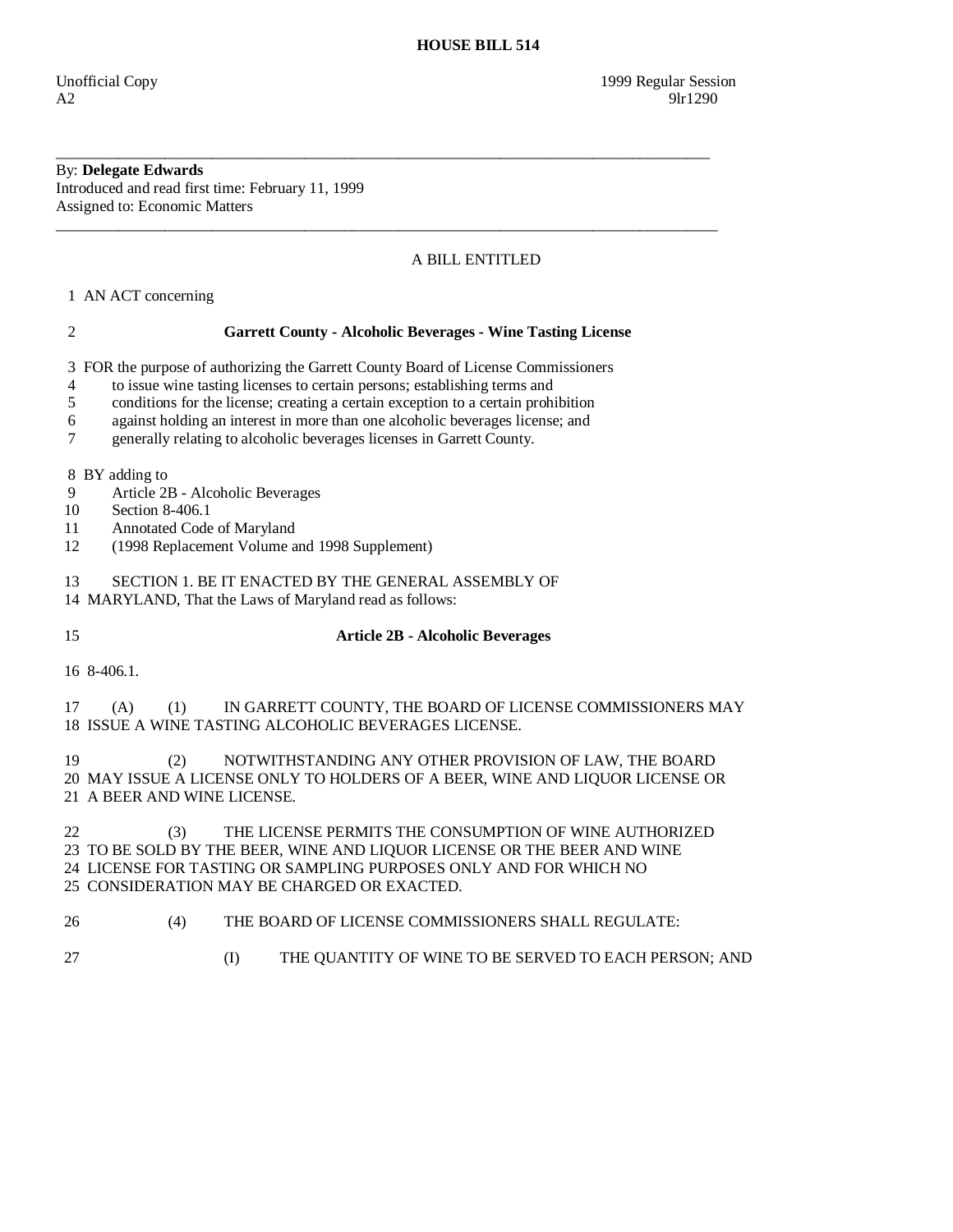# HOUSE BILL 514

Unofficial Copy 1999 Regular Session
A2 9lr1290

---

By: **Delegate Edwards**
Introduced and read first time: February 11, 1999
Assigned to: Economic Matters

---

A BILL ENTITLED

1 AN ACT concerning

2 **Garrett County - Alcoholic Beverages - Wine Tasting License**

3 FOR the purpose of authorizing the Garrett County Board of License Commissioners
4 to issue wine tasting licenses to certain persons; establishing terms and
5 conditions for the license; creating a certain exception to a certain prohibition
6 against holding an interest in more than one alcoholic beverages license; and
7 generally relating to alcoholic beverages licenses in Garrett County.

8 BY adding to
9 Article 2B - Alcoholic Beverages
10 Section 8-406.1
11 Annotated Code of Maryland
12 (1998 Replacement Volume and 1998 Supplement)

13 SECTION 1. BE IT ENACTED BY THE GENERAL ASSEMBLY OF
14 MARYLAND, That the Laws of Maryland read as follows:

15 **Article 2B - Alcoholic Beverages**

16 8-406.1.

17 (A) (1) IN GARRETT COUNTY, THE BOARD OF LICENSE COMMISSIONERS MAY
18 ISSUE A WINE TASTING ALCOHOLIC BEVERAGES LICENSE.

19 (2) NOTWITHSTANDING ANY OTHER PROVISION OF LAW, THE BOARD
20 MAY ISSUE A LICENSE ONLY TO HOLDERS OF A BEER, WINE AND LIQUOR LICENSE OR
21 A BEER AND WINE LICENSE.

22 (3) THE LICENSE PERMITS THE CONSUMPTION OF WINE AUTHORIZED
23 TO BE SOLD BY THE BEER, WINE AND LIQUOR LICENSE OR THE BEER AND WINE
24 LICENSE FOR TASTING OR SAMPLING PURPOSES ONLY AND FOR WHICH NO
25 CONSIDERATION MAY BE CHARGED OR EXACTED.

26 (4) THE BOARD OF LICENSE COMMISSIONERS SHALL REGULATE:

27 (I) THE QUANTITY OF WINE TO BE SERVED TO EACH PERSON; AND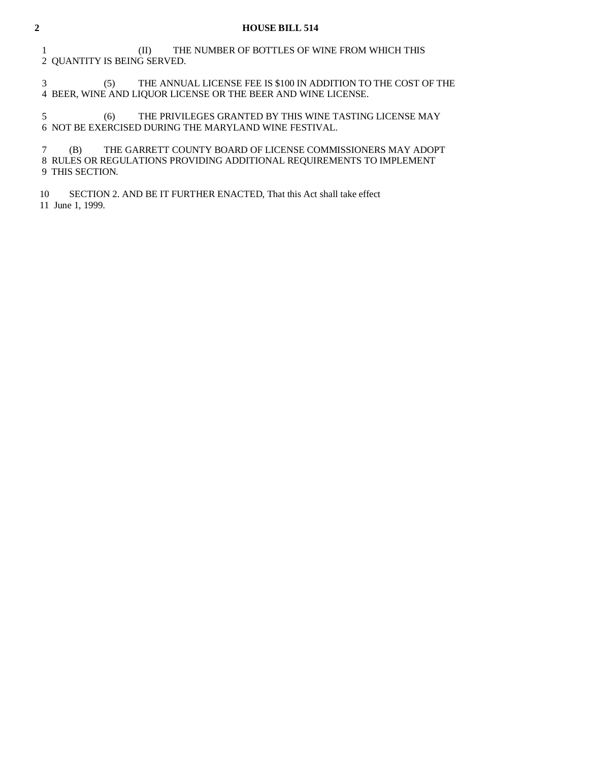(II) THE NUMBER OF BOTTLES OF WINE FROM WHICH THIS QUANTITY IS BEING SERVED.

(5) THE ANNUAL LICENSE FEE IS $100 IN ADDITION TO THE COST OF THE BEER, WINE AND LIQUOR LICENSE OR THE BEER AND WINE LICENSE.

(6) THE PRIVILEGES GRANTED BY THIS WINE TASTING LICENSE MAY NOT BE EXERCISED DURING THE MARYLAND WINE FESTIVAL.

(B) THE GARRETT COUNTY BOARD OF LICENSE COMMISSIONERS MAY ADOPT RULES OR REGULATIONS PROVIDING ADDITIONAL REQUIREMENTS TO IMPLEMENT THIS SECTION.

SECTION 2. AND BE IT FURTHER ENACTED, That this Act shall take effect June 1, 1999.